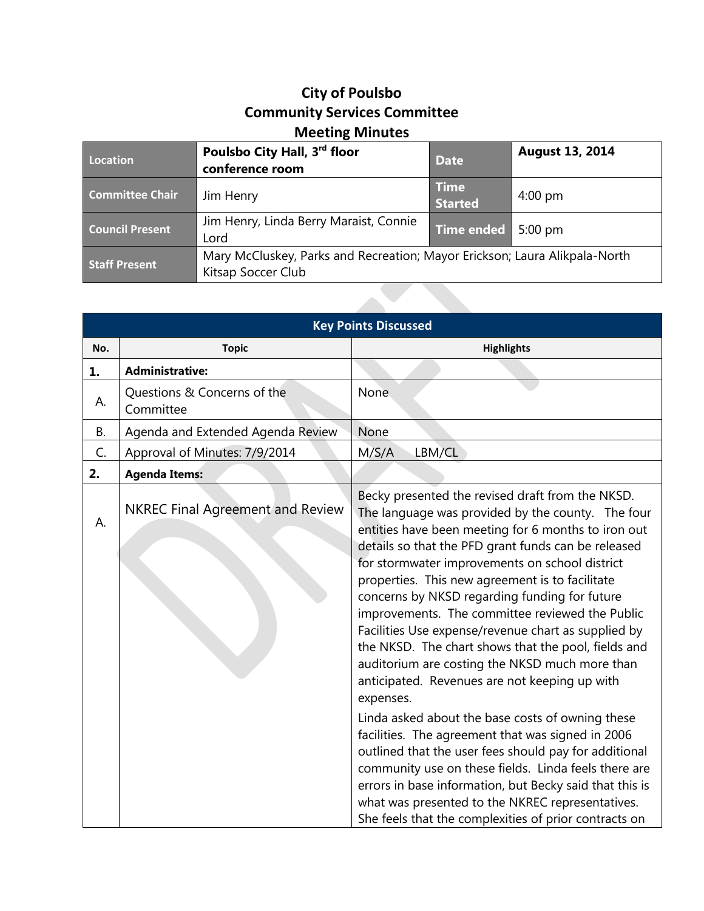# City of Poulsbo
# Community Services Committee
# Meeting Minutes

| Location | Poulsbo City Hall, 3rd floor conference room | Date | August 13, 2014 |
|---|---|---|---|
| Committee Chair | Jim Henry | Time Started | 4:00 pm |
| Council Present | Jim Henry, Linda Berry Maraist, Connie Lord | Time ended | 5:00 pm |
| Staff Present | Mary McCluskey, Parks and Recreation; Mayor Erickson; Laura Alikpala-North Kitsap Soccer Club | | |

| Key Points Discussed | | |
|---|---|---|
| **No.** | **Topic** | **Highlights** |
| **1.** | **Administrative:** | |
| A. | Questions & Concerns of the Committee | None |
| B. | Agenda and Extended Agenda Review | None |
| C. | Approval of Minutes: 7/9/2014 | M/S/A LBM/CL |
| **2.** | **Agenda Items:** | |
| A. | NKREC Final Agreement and Review | Becky presented the revised draft from the NKSD. The language was provided by the county. The four entities have been meeting for 6 months to iron out details so that the PFD grant funds can be released for stormwater improvements on school district properties. This new agreement is to facilitate concerns by NKSD regarding funding for future improvements. The committee reviewed the Public Facilities Use expense/revenue chart as supplied by the NKSD. The chart shows that the pool, fields and auditorium are costing the NKSD much more than anticipated. Revenues are not keeping up with expenses.<br><br>Linda asked about the base costs of owning these facilities. The agreement that was signed in 2006 outlined that the user fees should pay for additional community use on these fields. Linda feels there are errors in base information, but Becky said that this is what was presented to the NKREC representatives. She feels that the complexities of prior contracts on |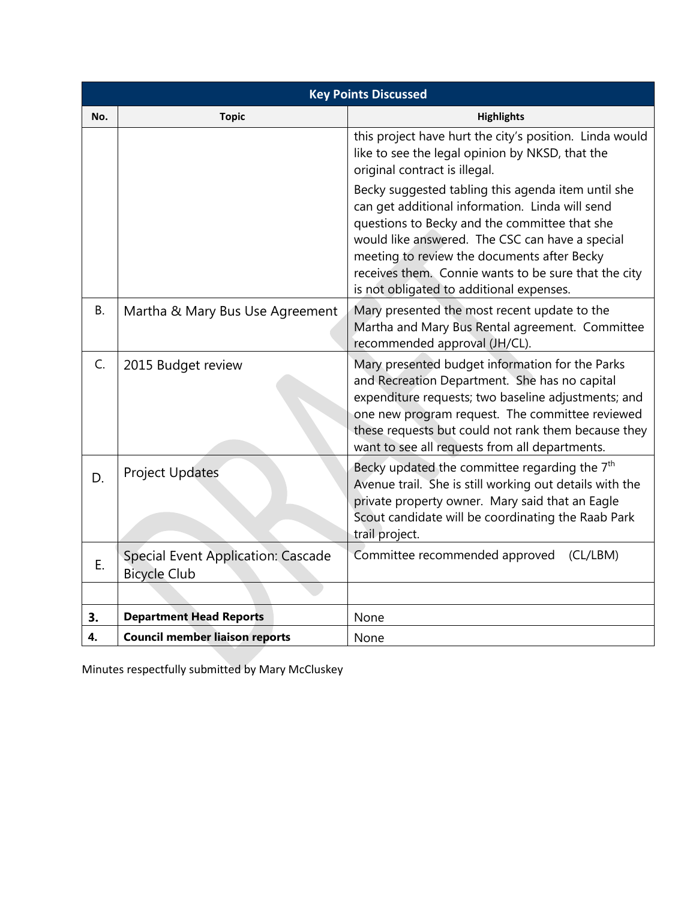| Key Points Discussed | | |
|---|---|---|
| **No.** | **Topic** | **Highlights** |
| | | this project have hurt the city's position. Linda would like to see the legal opinion by NKSD, that the original contract is illegal.<br><br>Becky suggested tabling this agenda item until she can get additional information. Linda will send questions to Becky and the committee that she would like answered. The CSC can have a special meeting to review the documents after Becky receives them. Connie wants to be sure that the city is not obligated to additional expenses. |
| B. | Martha & Mary Bus Use Agreement | Mary presented the most recent update to the Martha and Mary Bus Rental agreement. Committee recommended approval (JH/CL). |
| C. | 2015 Budget review | Mary presented budget information for the Parks and Recreation Department. She has no capital expenditure requests; two baseline adjustments; and one new program request. The committee reviewed these requests but could not rank them because they want to see all requests from all departments. |
| D. | Project Updates | Becky updated the committee regarding the 7th Avenue trail. She is still working out details with the private property owner. Mary said that an Eagle Scout candidate will be coordinating the Raab Park trail project. |
| E. | Special Event Application: Cascade Bicycle Club | Committee recommended approved (CL/LBM) |
| | | |
| **3.** | **Department Head Reports** | None |
| **4.** | **Council member liaison reports** | None |

Minutes respectfully submitted by Mary McCluskey